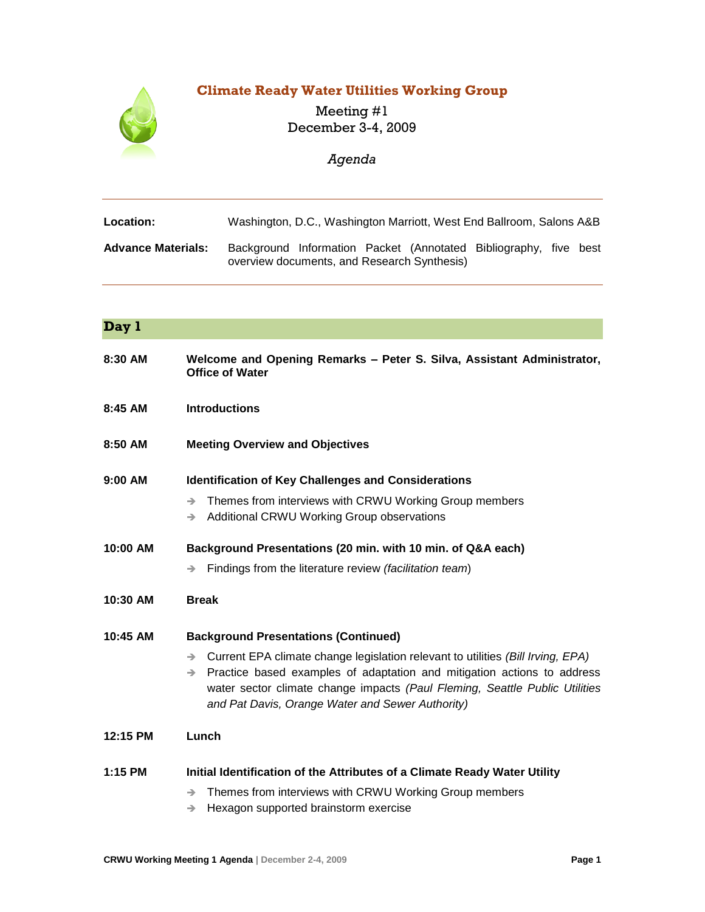# Climate Ready Water Utilities Working Group

Meeting #1
December 3-4, 2009

*Agenda*

---

**Location:** Washington, D.C., Washington Marriott, West End Ballroom, Salons A&B

**Advance Materials:** Background Information Packet (Annotated Bibliography, five best overview documents, and Research Synthesis)

---

## Day 1

**8:30 AM** **Welcome and Opening Remarks – Peter S. Silva, Assistant Administrator, Office of Water**

**8:45 AM** **Introductions**

**8:50 AM** **Meeting Overview and Objectives**

**9:00 AM** **Identification of Key Challenges and Considerations**

- Themes from interviews with CRWU Working Group members
- Additional CRWU Working Group observations

**10:00 AM** **Background Presentations (20 min. with 10 min. of Q&A each)**

- Findings from the literature review *(facilitation team)*

**10:30 AM** **Break**

**10:45 AM** **Background Presentations (Continued)**

- Current EPA climate change legislation relevant to utilities *(Bill Irving, EPA)*
- Practice based examples of adaptation and mitigation actions to address water sector climate change impacts *(Paul Fleming, Seattle Public Utilities and Pat Davis, Orange Water and Sewer Authority)*

**12:15 PM** **Lunch**

**1:15 PM** **Initial Identification of the Attributes of a Climate Ready Water Utility**

- Themes from interviews with CRWU Working Group members
- Hexagon supported brainstorm exercise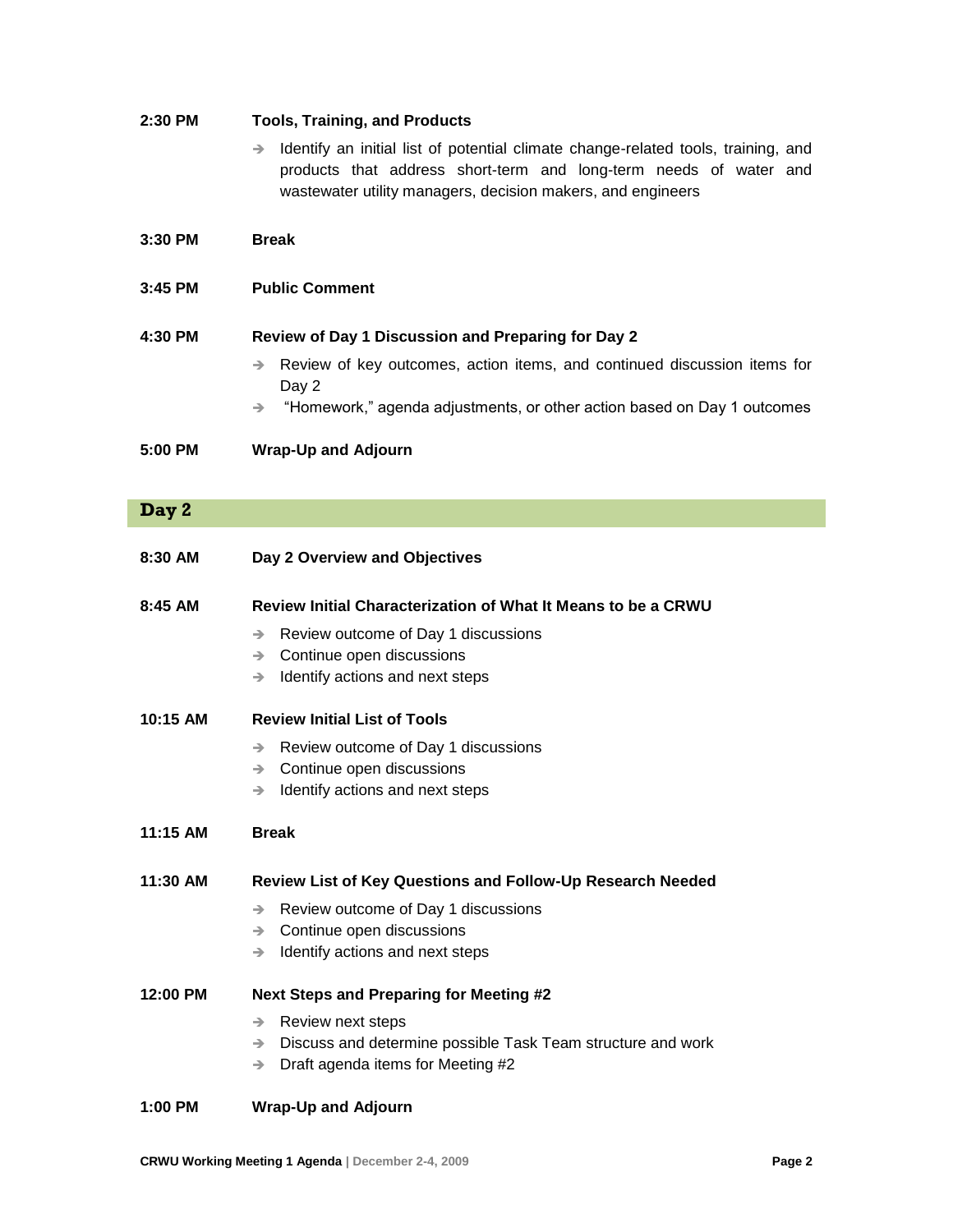**2:30 PM** **Tools, Training, and Products**

- Identify an initial list of potential climate change-related tools, training, and products that address short-term and long-term needs of water and wastewater utility managers, decision makers, and engineers

**3:30 PM** **Break**

**3:45 PM** **Public Comment**

**4:30 PM** **Review of Day 1 Discussion and Preparing for Day 2**

- Review of key outcomes, action items, and continued discussion items for Day 2
- "Homework," agenda adjustments, or other action based on Day 1 outcomes

**5:00 PM** **Wrap-Up and Adjourn**

## Day 2

**8:30 AM** **Day 2 Overview and Objectives**

**8:45 AM** **Review Initial Characterization of What It Means to be a CRWU**

- Review outcome of Day 1 discussions
- Continue open discussions
- Identify actions and next steps

**10:15 AM** **Review Initial List of Tools**

- Review outcome of Day 1 discussions
- Continue open discussions
- Identify actions and next steps

**11:15 AM** **Break**

**11:30 AM** **Review List of Key Questions and Follow-Up Research Needed**

- Review outcome of Day 1 discussions
- Continue open discussions
- Identify actions and next steps

**12:00 PM** **Next Steps and Preparing for Meeting #2**

- Review next steps
- Discuss and determine possible Task Team structure and work
- Draft agenda items for Meeting #2

**1:00 PM** **Wrap-Up and Adjourn**